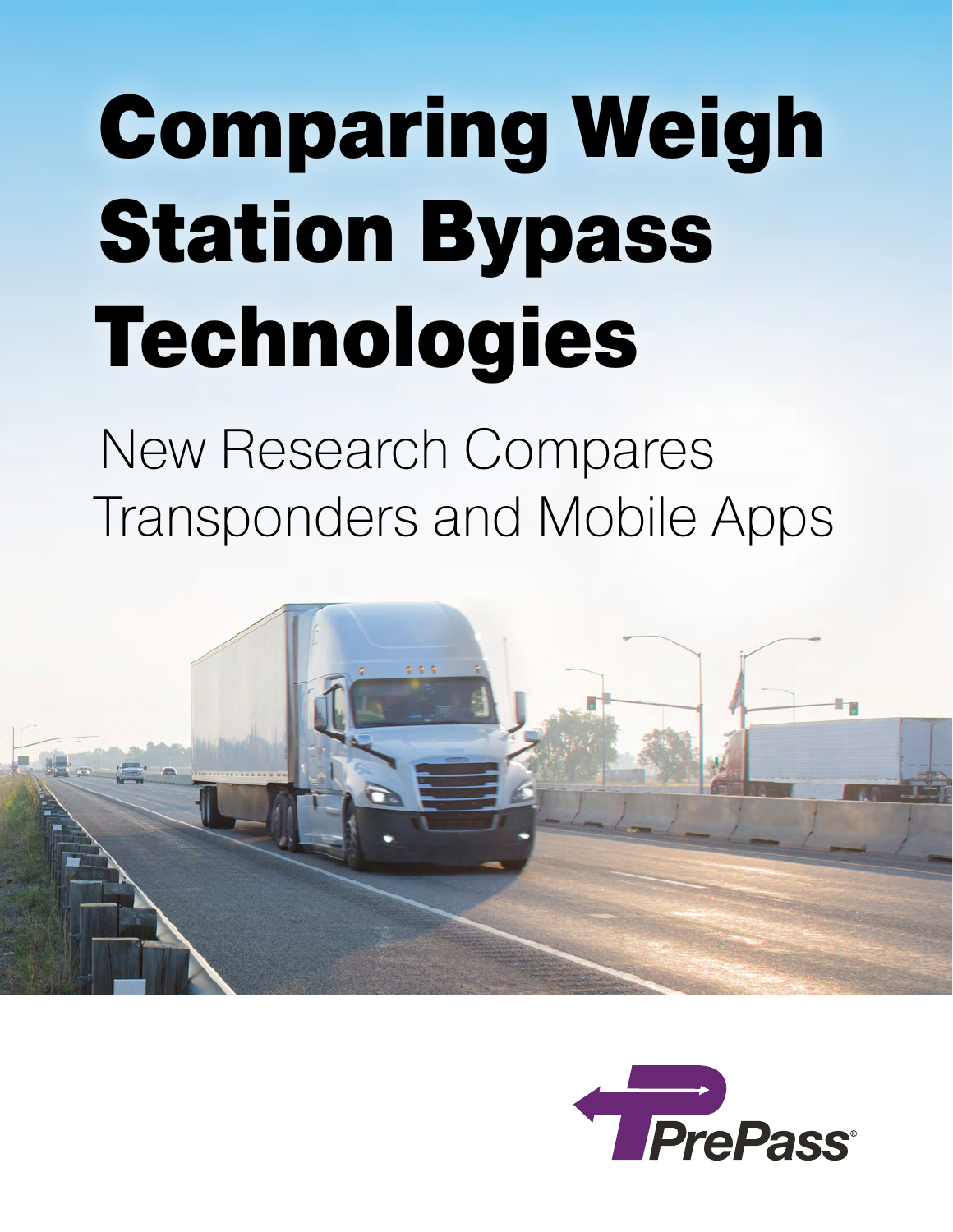# Comparing Weigh Station Bypass Technologies

## New Research Compares Transponders and Mobile Apps

PrePass®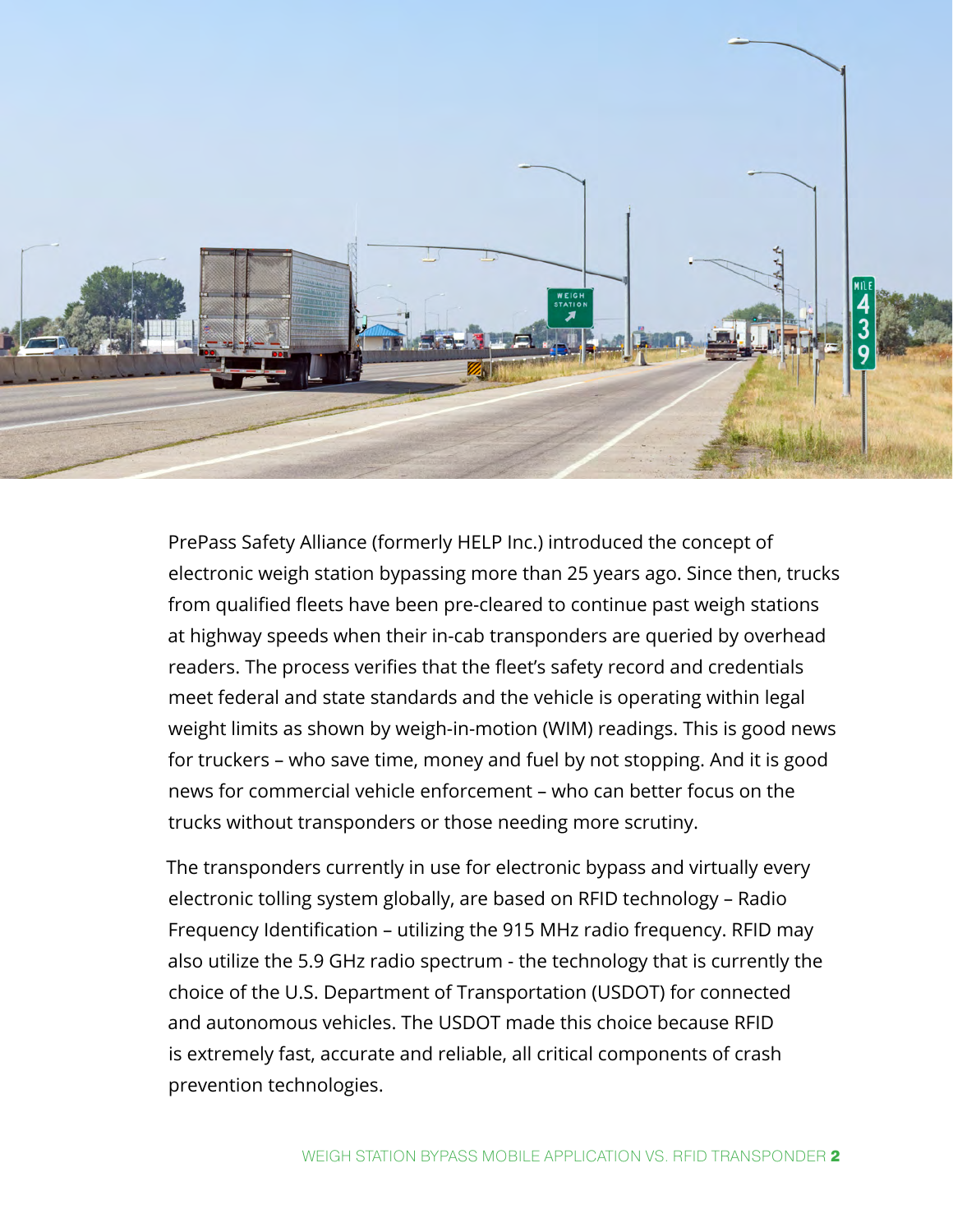PrePass Safety Alliance (formerly HELP Inc.) introduced the concept of electronic weigh station bypassing more than 25 years ago. Since then, trucks from qualified fleets have been pre-cleared to continue past weigh stations at highway speeds when their in-cab transponders are queried by overhead readers. The process verifies that the fleet's safety record and credentials meet federal and state standards and the vehicle is operating within legal weight limits as shown by weigh-in-motion (WIM) readings. This is good news for truckers – who save time, money and fuel by not stopping. And it is good news for commercial vehicle enforcement – who can better focus on the trucks without transponders or those needing more scrutiny.

The transponders currently in use for electronic bypass and virtually every electronic tolling system globally, are based on RFID technology – Radio Frequency Identification – utilizing the 915 MHz radio frequency. RFID may also utilize the 5.9 GHz radio spectrum - the technology that is currently the choice of the U.S. Department of Transportation (USDOT) for connected and autonomous vehicles. The USDOT made this choice because RFID is extremely fast, accurate and reliable, all critical components of crash prevention technologies.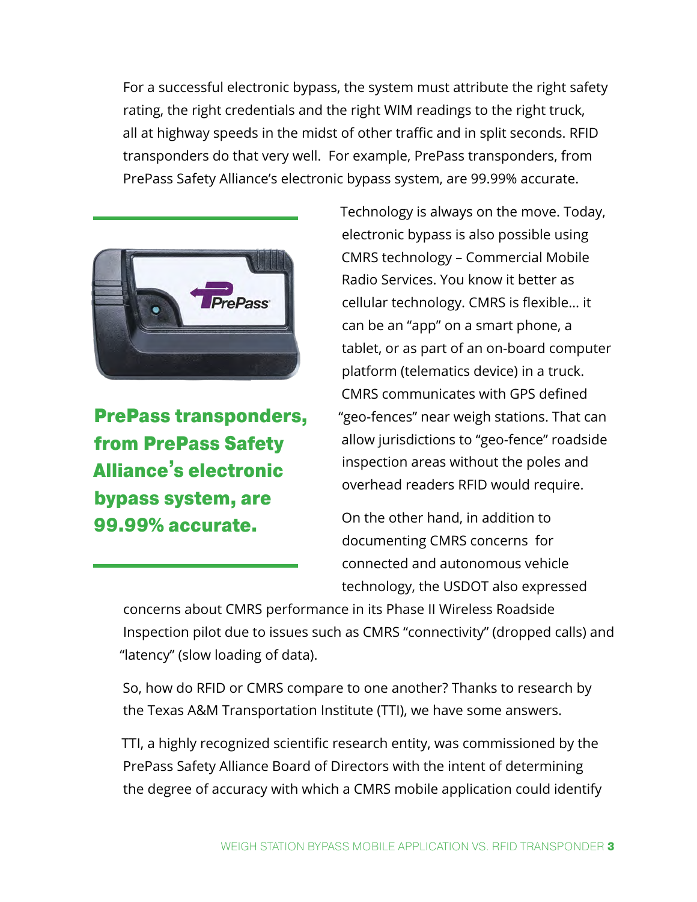For a successful electronic bypass, the system must attribute the right safety rating, the right credentials and the right WIM readings to the right truck, all at highway speeds in the midst of other traffic and in split seconds. RFID transponders do that very well. For example, PrePass transponders, from PrePass Safety Alliance's electronic bypass system, are 99.99% accurate.

**PrePass transponders, from PrePass Safety Alliance's electronic bypass system, are 99.99% accurate.**

Technology is always on the move. Today, electronic bypass is also possible using CMRS technology – Commercial Mobile Radio Services. You know it better as cellular technology. CMRS is flexible… it can be an "app" on a smart phone, a tablet, or as part of an on-board computer platform (telematics device) in a truck. CMRS communicates with GPS defined "geo-fences" near weigh stations. That can allow jurisdictions to "geo-fence" roadside inspection areas without the poles and overhead readers RFID would require.

On the other hand, in addition to documenting CMRS concerns for connected and autonomous vehicle technology, the USDOT also expressed concerns about CMRS performance in its Phase II Wireless Roadside Inspection pilot due to issues such as CMRS "connectivity" (dropped calls) and "latency" (slow loading of data).

So, how do RFID or CMRS compare to one another? Thanks to research by the Texas A&M Transportation Institute (TTI), we have some answers.

TTI, a highly recognized scientific research entity, was commissioned by the PrePass Safety Alliance Board of Directors with the intent of determining the degree of accuracy with which a CMRS mobile application could identify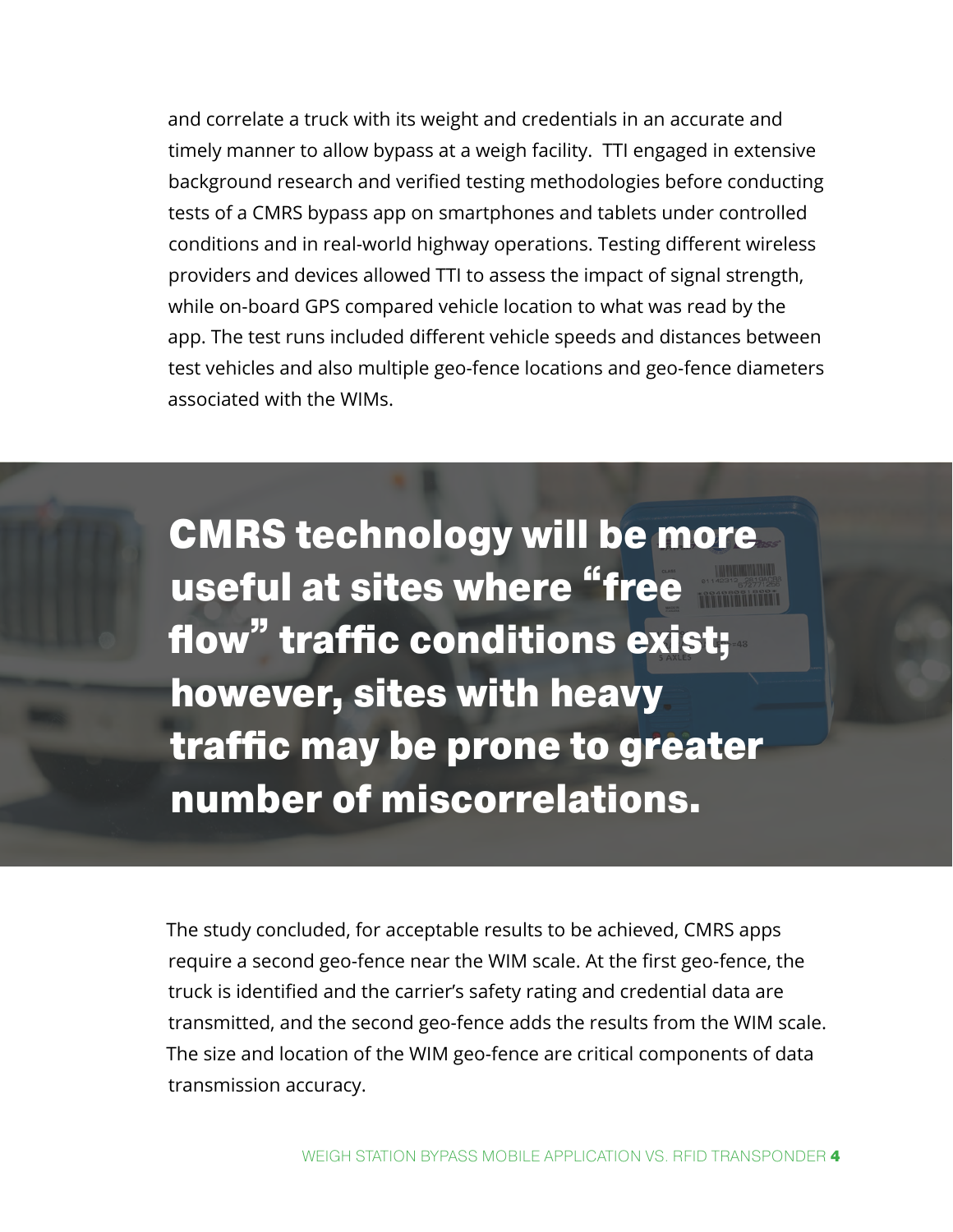and correlate a truck with its weight and credentials in an accurate and timely manner to allow bypass at a weigh facility. TTI engaged in extensive background research and verified testing methodologies before conducting tests of a CMRS bypass app on smartphones and tablets under controlled conditions and in real-world highway operations. Testing different wireless providers and devices allowed TTI to assess the impact of signal strength, while on-board GPS compared vehicle location to what was read by the app. The test runs included different vehicle speeds and distances between test vehicles and also multiple geo-fence locations and geo-fence diameters associated with the WIMs.

**CMRS technology will be more useful at sites where "free flow" traffic conditions exist; however, sites with heavy traffic may be prone to greater number of miscorrelations.**

The study concluded, for acceptable results to be achieved, CMRS apps require a second geo-fence near the WIM scale. At the first geo-fence, the truck is identified and the carrier's safety rating and credential data are transmitted, and the second geo-fence adds the results from the WIM scale. The size and location of the WIM geo-fence are critical components of data transmission accuracy.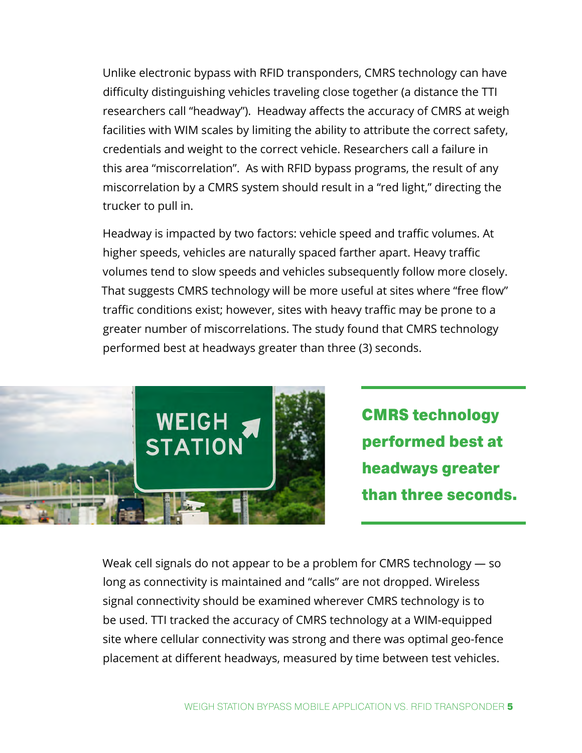Unlike electronic bypass with RFID transponders, CMRS technology can have difficulty distinguishing vehicles traveling close together (a distance the TTI researchers call "headway"). Headway affects the accuracy of CMRS at weigh facilities with WIM scales by limiting the ability to attribute the correct safety, credentials and weight to the correct vehicle. Researchers call a failure in this area "miscorrelation". As with RFID bypass programs, the result of any miscorrelation by a CMRS system should result in a "red light," directing the trucker to pull in.

Headway is impacted by two factors: vehicle speed and traffic volumes. At higher speeds, vehicles are naturally spaced farther apart. Heavy traffic volumes tend to slow speeds and vehicles subsequently follow more closely. That suggests CMRS technology will be more useful at sites where "free flow" traffic conditions exist; however, sites with heavy traffic may be prone to a greater number of miscorrelations. The study found that CMRS technology performed best at headways greater than three (3) seconds.

**CMRS technology performed best at headways greater than three seconds.**

Weak cell signals do not appear to be a problem for CMRS technology — so long as connectivity is maintained and "calls" are not dropped. Wireless signal connectivity should be examined wherever CMRS technology is to be used. TTI tracked the accuracy of CMRS technology at a WIM-equipped site where cellular connectivity was strong and there was optimal geo-fence placement at different headways, measured by time between test vehicles.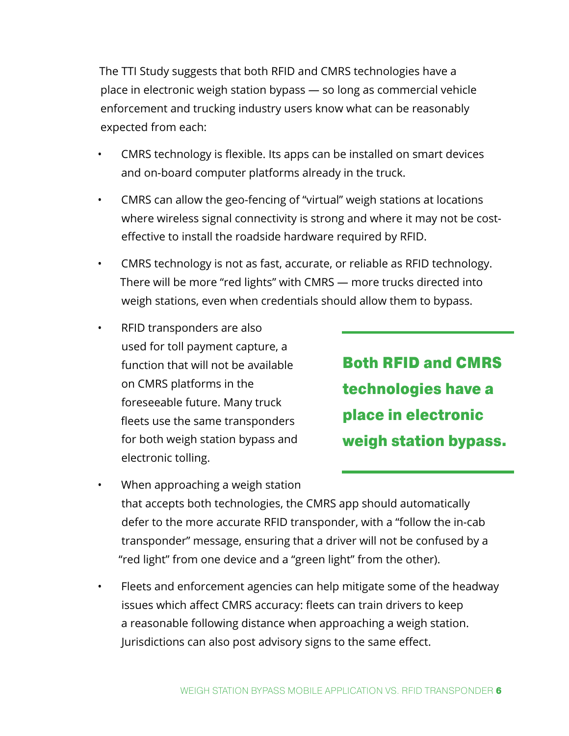The TTI Study suggests that both RFID and CMRS technologies have a place in electronic weigh station bypass — so long as commercial vehicle enforcement and trucking industry users know what can be reasonably expected from each:

- CMRS technology is flexible. Its apps can be installed on smart devices and on-board computer platforms already in the truck.
- CMRS can allow the geo-fencing of "virtual" weigh stations at locations where wireless signal connectivity is strong and where it may not be cost-effective to install the roadside hardware required by RFID.
- CMRS technology is not as fast, accurate, or reliable as RFID technology. There will be more "red lights" with CMRS — more trucks directed into weigh stations, even when credentials should allow them to bypass.
- RFID transponders are also used for toll payment capture, a function that will not be available on CMRS platforms in the foreseeable future. Many truck fleets use the same transponders for both weigh station bypass and electronic tolling.
- When approaching a weigh station that accepts both technologies, the CMRS app should automatically defer to the more accurate RFID transponder, with a "follow the in-cab transponder" message, ensuring that a driver will not be confused by a "red light" from one device and a "green light" from the other).
- Fleets and enforcement agencies can help mitigate some of the headway issues which affect CMRS accuracy: fleets can train drivers to keep a reasonable following distance when approaching a weigh station. Jurisdictions can also post advisory signs to the same effect.

**Both RFID and CMRS technologies have a place in electronic weigh station bypass.**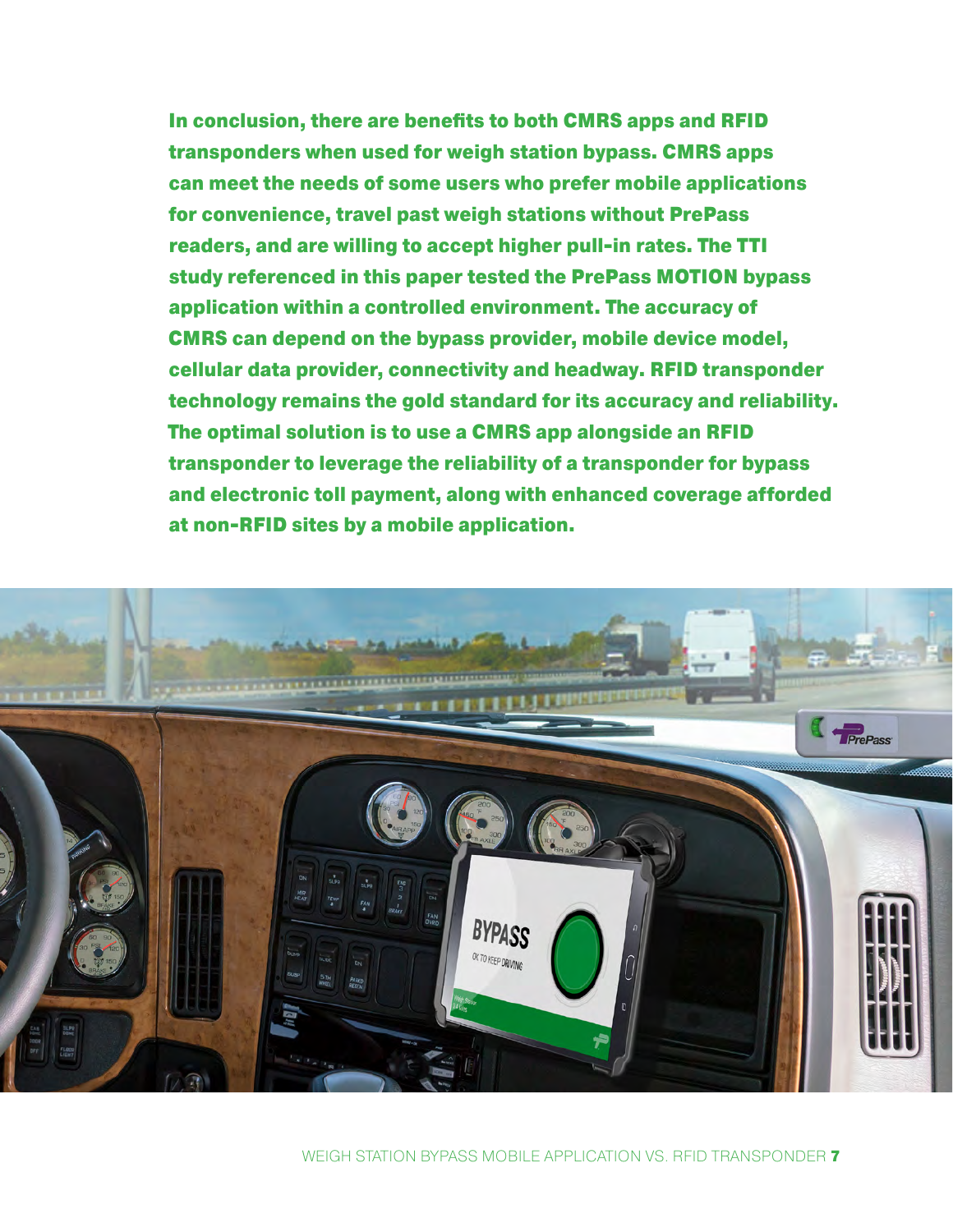**In conclusion, there are benefits to both CMRS apps and RFID transponders when used for weigh station bypass. CMRS apps can meet the needs of some users who prefer mobile applications for convenience, travel past weigh stations without PrePass readers, and are willing to accept higher pull-in rates. The TTI study referenced in this paper tested the PrePass MOTION bypass application within a controlled environment. The accuracy of CMRS can depend on the bypass provider, mobile device model, cellular data provider, connectivity and headway. RFID transponder technology remains the gold standard for its accuracy and reliability. The optimal solution is to use a CMRS app alongside an RFID transponder to leverage the reliability of a transponder for bypass and electronic toll payment, along with enhanced coverage afforded at non-RFID sites by a mobile application.**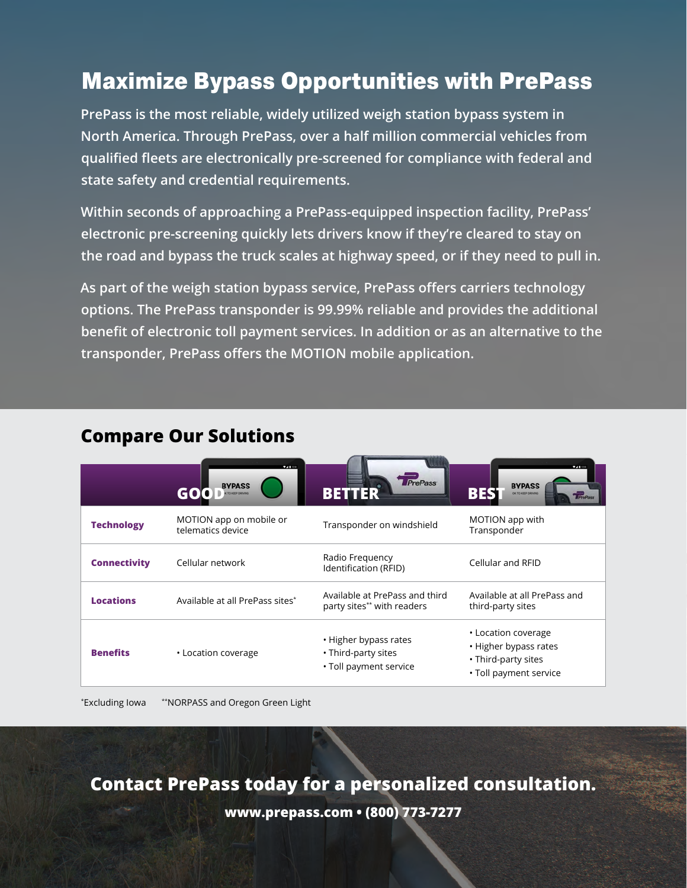# Maximize Bypass Opportunities with PrePass

PrePass is the most reliable, widely utilized weigh station bypass system in North America. Through PrePass, over a half million commercial vehicles from qualified fleets are electronically pre-screened for compliance with federal and state safety and credential requirements.

Within seconds of approaching a PrePass-equipped inspection facility, PrePass' electronic pre-screening quickly lets drivers know if they're cleared to stay on the road and bypass the truck scales at highway speed, or if they need to pull in.

As part of the weigh station bypass service, PrePass offers carriers technology options. The PrePass transponder is 99.99% reliable and provides the additional benefit of electronic toll payment services. In addition or as an alternative to the transponder, PrePass offers the MOTION mobile application.

## Compare Our Solutions

| | GOOD | BETTER | BEST |
|---|---|---|---|
| **Technology** | MOTION app on mobile or telematics device | Transponder on windshield | MOTION app with Transponder |
| **Connectivity** | Cellular network | Radio Frequency Identification (RFID) | Cellular and RFID |
| **Locations** | Available at all PrePass sites* | Available at PrePass and third party sites** with readers | Available at all PrePass and third-party sites |
| **Benefits** | • Location coverage | • Higher bypass rates<br>• Third-party sites<br>• Toll payment service | • Location coverage<br>• Higher bypass rates<br>• Third-party sites<br>• Toll payment service |

*Excluding Iowa  **NORPASS and Oregon Green Light

**Contact PrePass today for a personalized consultation.**

**www.prepass.com • (800) 773-7277**